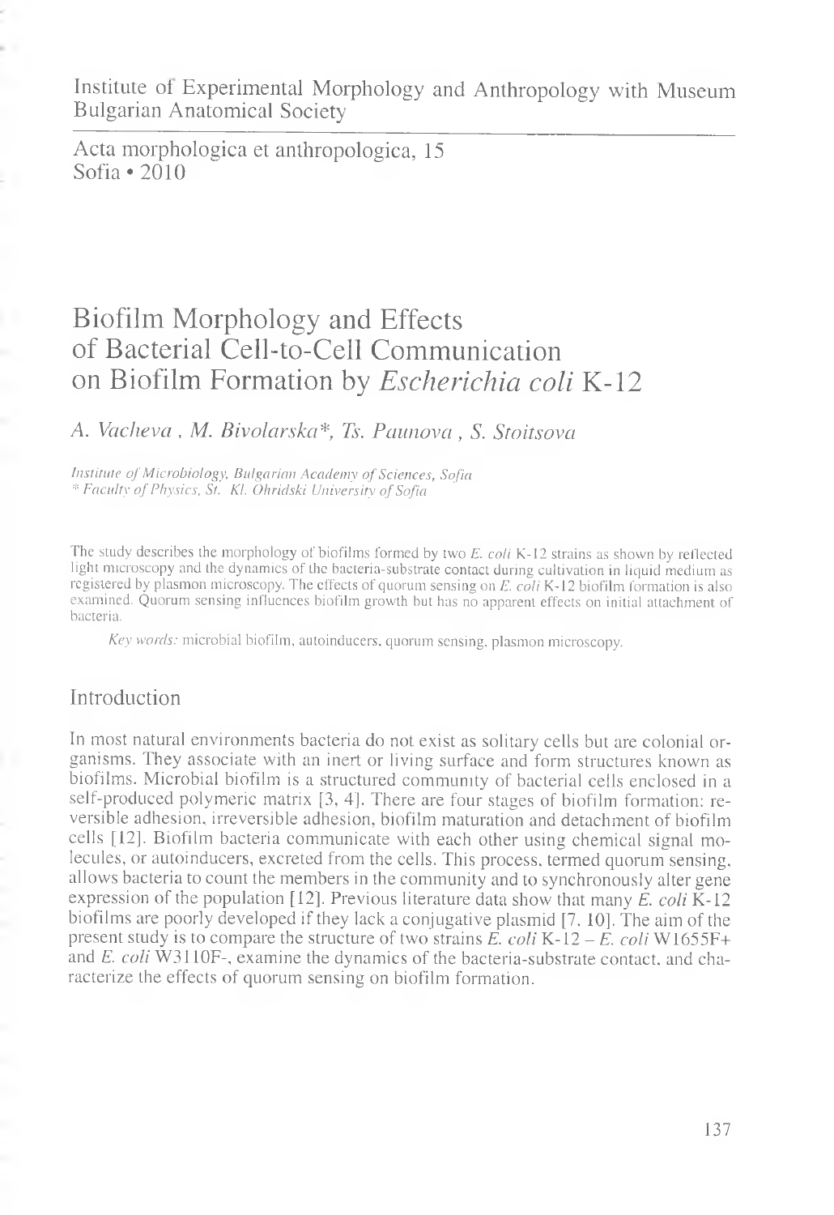Institute of Experimental Morphology and Anthropology with Museum
Bulgarian Anatomical Society

Acta morphologica et anthropologica, 15
Sofia • 2010

# Biofilm Morphology and Effects of Bacterial Cell-to-Cell Communication on Biofilm Formation by *Escherichia coli* K-12

*A. Vacheva , M. Bivolarska\*, Ts. Paunova , S. Stoitsova*

*Institute of Microbiology, Bulgarian Academy of Sciences, Sofia*
*\* Faculty of Physics, St. Kl. Ohridski University of Sofia*

The study describes the morphology of biofilms formed by two *E. coli* K-12 strains as shown by reflected light microscopy and the dynamics of the bacteria-substrate contact during cultivation in liquid medium as registered by plasmon microscopy. The effects of quorum sensing on *E. coli* K-12 biofilm formation is also examined. Quorum sensing influences biofilm growth but has no apparent effects on initial attachment of bacteria.

*Key words:* microbial biofilm, autoinducers, quorum sensing, plasmon microscopy.

## Introduction

In most natural environments bacteria do not exist as solitary cells but are colonial organisms. They associate with an inert or living surface and form structures known as biofilms. Microbial biofilm is a structured community of bacterial cells enclosed in a self-produced polymeric matrix [3, 4]. There are four stages of biofilm formation: reversible adhesion, irreversible adhesion, biofilm maturation and detachment of biofilm cells [12]. Biofilm bacteria communicate with each other using chemical signal molecules, or autoinducers, excreted from the cells. This process, termed quorum sensing, allows bacteria to count the members in the community and to synchronously alter gene expression of the population [12]. Previous literature data show that many *E. coli* K-12 biofilms are poorly developed if they lack a conjugative plasmid [7, 10]. The aim of the present study is to compare the structure of two strains *E. coli* K-12 – *E. coli* W1655F+ and *E. coli* W3110F-, examine the dynamics of the bacteria-substrate contact, and characterize the effects of quorum sensing on biofilm formation.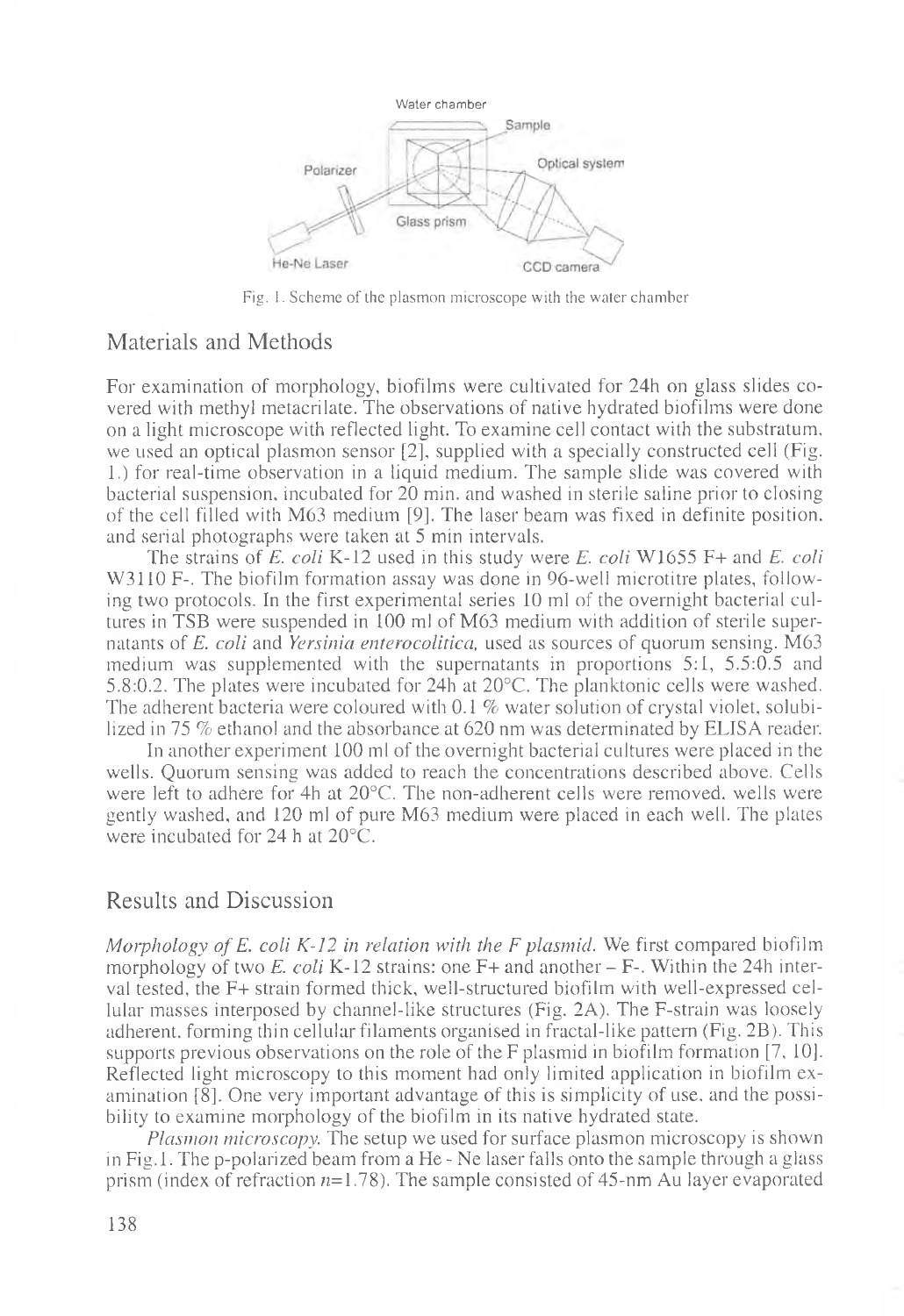Fig. 1. Scheme of the plasmon microscope with the water chamber

## Materials and Methods

For examination of morphology, biofilms were cultivated for 24h on glass slides covered with methyl metacrilate. The observations of native hydrated biofilms were done on a light microscope with reflected light. To examine cell contact with the substratum, we used an optical plasmon sensor [2], supplied with a specially constructed cell (Fig. 1.) for real-time observation in a liquid medium. The sample slide was covered with bacterial suspension, incubated for 20 min. and washed in sterile saline prior to closing of the cell filled with M63 medium [9]. The laser beam was fixed in definite position, and serial photographs were taken at 5 min intervals.

The strains of *E. coli* K-12 used in this study were *E. coli* W1655 F+ and *E. coli* W3110 F-. The biofilm formation assay was done in 96-well microtitre plates, following two protocols. In the first experimental series 10 ml of the overnight bacterial cultures in TSB were suspended in 100 ml of M63 medium with addition of sterile supernatants of *E. coli* and *Yersinia enterocolitica*, used as sources of quorum sensing. M63 medium was supplemented with the supernatants in proportions 5:1, 5.5:0.5 and 5.8:0.2. The plates were incubated for 24h at 20°C. The planktonic cells were washed. The adherent bacteria were coloured with 0.1 % water solution of crystal violet, solubilized in 75 % ethanol and the absorbance at 620 nm was determinated by ELISA reader.

In another experiment 100 ml of the overnight bacterial cultures were placed in the wells. Quorum sensing was added to reach the concentrations described above. Cells were left to adhere for 4h at 20°C. The non-adherent cells were removed, wells were gently washed, and 120 ml of pure M63 medium were placed in each well. The plates were incubated for 24 h at 20°C.

## Results and Discussion

*Morphology of E. coli K-12 in relation with the F plasmid.* We first compared biofilm morphology of two *E. coli* K-12 strains: one F+ and another – F-. Within the 24h interval tested, the F+ strain formed thick, well-structured biofilm with well-expressed cellular masses interposed by channel-like structures (Fig. 2A). The F-strain was loosely adherent, forming thin cellular filaments organised in fractal-like pattern (Fig. 2B). This supports previous observations on the role of the F plasmid in biofilm formation [7, 10]. Reflected light microscopy to this moment had only limited application in biofilm examination [8]. One very important advantage of this is simplicity of use, and the possibility to examine morphology of the biofilm in its native hydrated state.

*Plasmon microscopy.* The setup we used for surface plasmon microscopy is shown in Fig.1. The p-polarized beam from a He - Ne laser falls onto the sample through a glass prism (index of refraction $n$=1.78). The sample consisted of 45-nm Au layer evaporated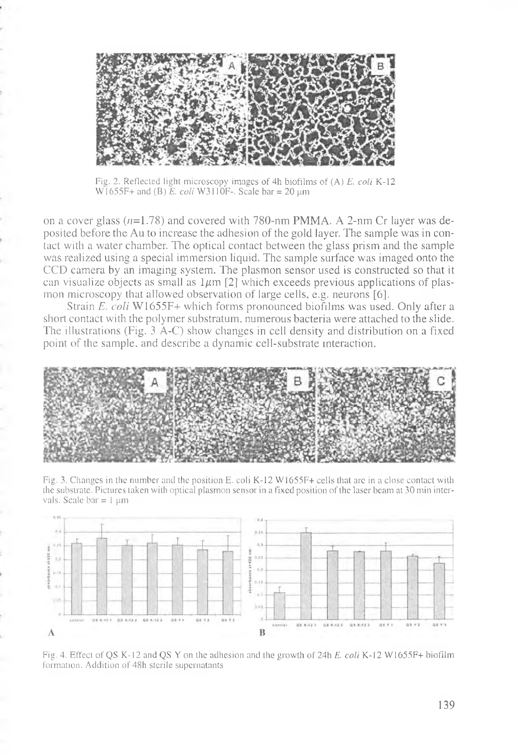Fig. 2. Reflected light microscopy images of 4h biofilms of (A) *E. coli* K-12 W1655F+ and (B) *E. coli* W3110F-. Scale bar = 20 µm

on a cover glass ($n$=1.78) and covered with 780-nm PMMA. A 2-nm Cr layer was deposited before the Au to increase the adhesion of the gold layer. The sample was in contact with a water chamber. The optical contact between the glass prism and the sample was realized using a special immersion liquid. The sample surface was imaged onto the CCD camera by an imaging system. The plasmon sensor used is constructed so that it can visualize objects as small as $1\mu m$ [2] which exceeds previous applications of plasmon microscopy that allowed observation of large cells, e.g. neurons [6].

Strain *E. coli* W1655F+ which forms pronounced biofilms was used. Only after a short contact with the polymer substratum, numerous bacteria were attached to the slide. The illustrations (Fig. 3 A-C) show changes in cell density and distribution on a fixed point of the sample, and describe a dynamic cell-substrate interaction.

Fig. 3. Changes in the number and the position E. coli K-12 W1655F+ cells that are in a close contact with the substrate. Pictures taken with optical plasmon sensor in a fixed position of the laser beam at 30 min intervals. Scale bar = 1 µm

Fig. 4. Effect of QS K-12 and QS Y on the adhesion and the growth of 24h *E. coli* K-12 W1655F+ biofilm formation. Addition of 48h sterile supernatants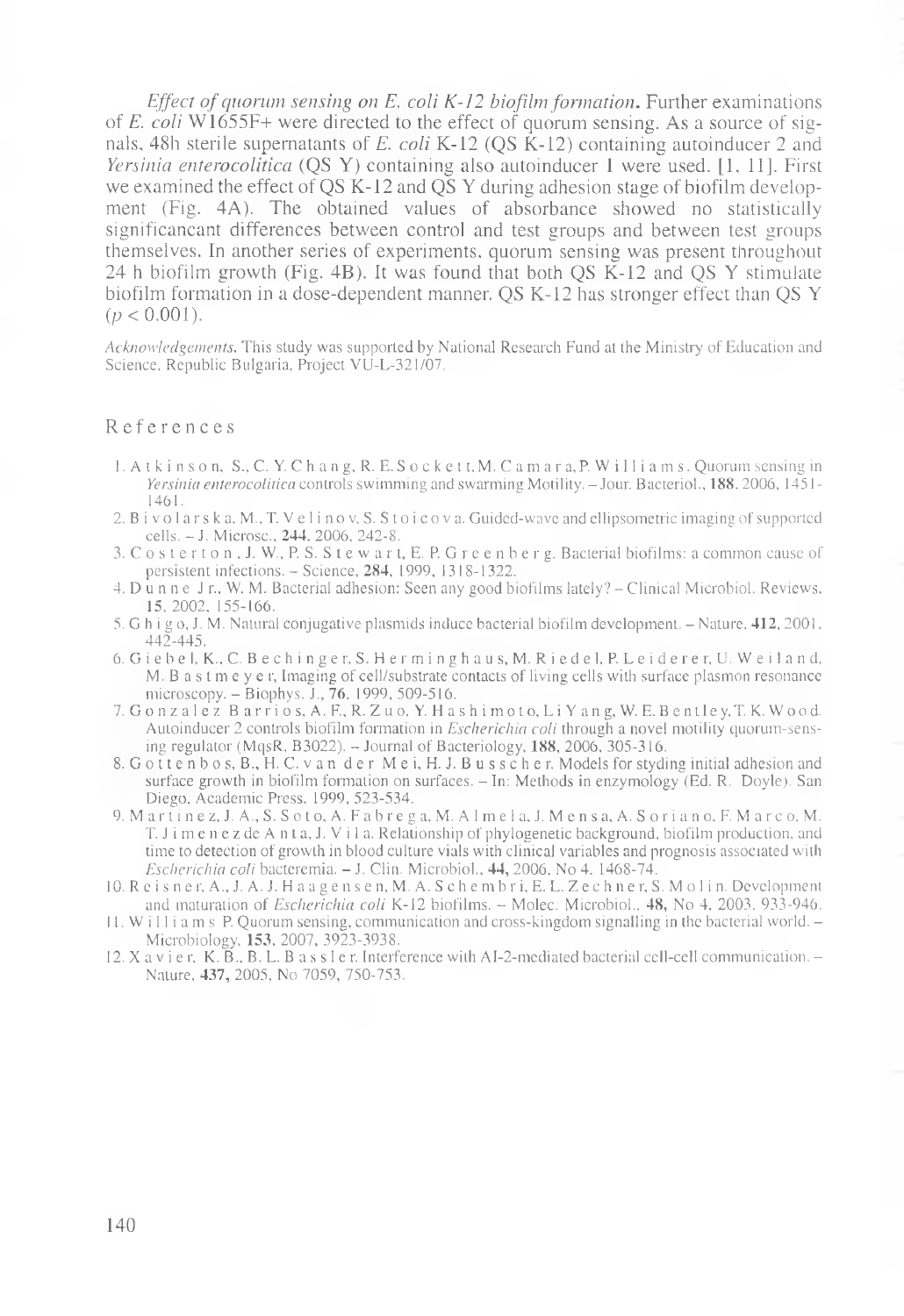*Effect of quorum sensing on E. coli K-12 biofilm formation.* Further examinations of *E. coli* W1655F+ were directed to the effect of quorum sensing. As a source of signals, 48h sterile supernatants of *E. coli* K-12 (QS K-12) containing autoinducer 2 and *Yersinia enterocolitica* (QS Y) containing also autoinducer 1 were used. [1, 11]. First we examined the effect of QS K-12 and QS Y during adhesion stage of biofilm development (Fig. 4A). The obtained values of absorbance showed no statistically significancant differences between control and test groups and between test groups themselves. In another series of experiments, quorum sensing was present throughout 24 h biofilm growth (Fig. 4B). It was found that both QS K-12 and QS Y stimulate biofilm formation in a dose-dependent manner. QS K-12 has stronger effect than QS Y ($p < 0.001$).

*Acknowledgements.* This study was supported by National Research Fund at the Ministry of Education and Science, Republic Bulgaria, Project VU-L-321/07.

## References

1. Atkinson, S., C. Y. Chang, R. E. Sockett, M. Camara, P. Williams. Quorum sensing in *Yersinia enterocolitica* controls swimming and swarming Motility. – Jour. Bacteriol., **188**, 2006, 1451-1461.
2. Bivolarska, M., T. Velinov, S. Stoicova. Guided-wave and ellipsometric imaging of supported cells. – J. Microsc., **244**, 2006, 242-8.
3. Costerton, J. W., P. S. Stewart, E. P. Greenberg. Bacterial biofilms: a common cause of persistent infections. – Science, **284**, 1999, 1318-1322.
4. Dunne Jr., W. M. Bacterial adhesion: Seen any good biofilms lately? – Clinical Microbiol. Reviews, **15**, 2002, 155-166.
5. Ghigo, J. M. Natural conjugative plasmids induce bacterial biofilm development. – Nature, **412**, 2001, 442-445.
6. Giebel, K., C. Bechinger, S. Herminghaus, M. Riedel, P. Leiderer, U. Weiland, M. Bastmeyer, Imaging of cell/substrate contacts of living cells with surface plasmon resonance microscopy. – Biophys. J., **76**, 1999, 509-516.
7. Gonzalez Barrios, A. F., R. Zuo, Y. Hashimoto, L i Yang, W. E. Bentley, T. K. Wood. Autoinducer 2 controls biofilm formation in *Escherichia coli* through a novel motility quorum-sensing regulator (MqsR, B3022). – Journal of Bacteriology, **188**, 2006, 305-316.
8. Gottenbos, B., H. C. van der Mei, H. J. Busscher. Models for styding initial adhesion and surface growth in biofilm formation on surfaces. – In: Methods in enzymology (Ed. R. Doyle). San Diego, Academic Press, 1999, 523-534.
9. Martinez, J. A., S. Soto, A. Fabrega, M. Almela, J. Mensa, A. Soriano, F. Marco, M. T. Jimenez de Anta, J. Vila. Relationship of phylogenetic background, biofilm production, and time to detection of growth in blood culture vials with clinical variables and prognosis associated with *Escherichia coli* bacteremia. – J. Clin. Microbiol., **44**, 2006, No 4, 1468-74.
10. Reisner, A., J. A. J. Haagensen, M. A. Schembri, E. L. Zechner, S. Molin. Development and maturation of *Escherichia coli* K-12 biofilms. – Molec. Microbiol., **48**, No 4, 2003, 933-946.
11. Williams P. Quorum sensing, communication and cross-kingdom signalling in the bacterial world. – Microbiology, **153**, 2007, 3923-3938.
12. Xavier, K. B., B. L. Bassler. Interference with AI-2-mediated bacterial cell-cell communication. – Nature, **437**, 2005, No 7059, 750-753.